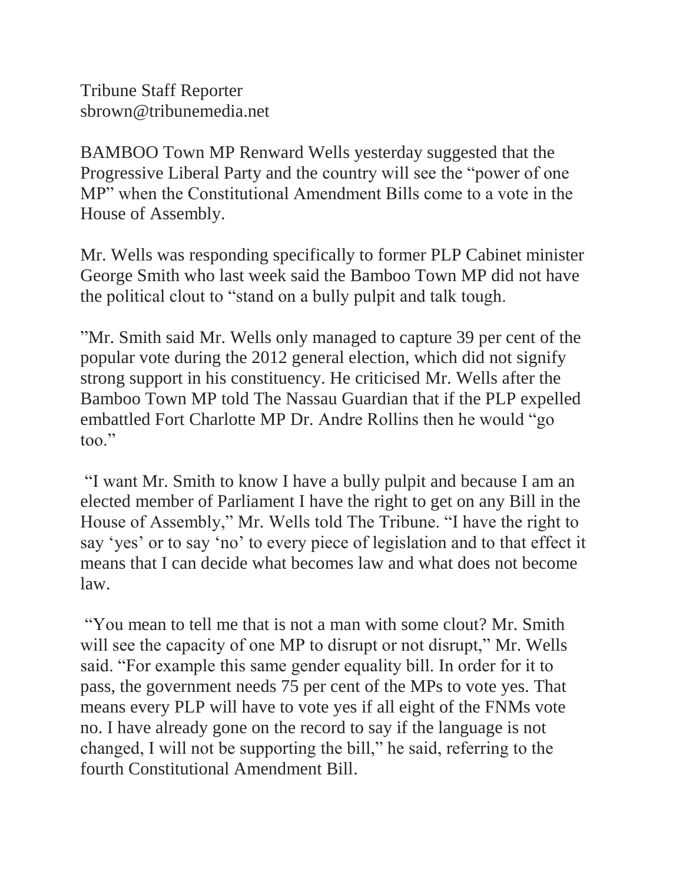Tribune Staff Reporter
sbrown@tribunemedia.net

BAMBOO Town MP Renward Wells yesterday suggested that the Progressive Liberal Party and the country will see the "power of one MP" when the Constitutional Amendment Bills come to a vote in the House of Assembly.

Mr. Wells was responding specifically to former PLP Cabinet minister George Smith who last week said the Bamboo Town MP did not have the political clout to "stand on a bully pulpit and talk tough.

"Mr. Smith said Mr. Wells only managed to capture 39 per cent of the popular vote during the 2012 general election, which did not signify strong support in his constituency. He criticised Mr. Wells after the Bamboo Town MP told The Nassau Guardian that if the PLP expelled embattled Fort Charlotte MP Dr. Andre Rollins then he would "go too."

"I want Mr. Smith to know I have a bully pulpit and because I am an elected member of Parliament I have the right to get on any Bill in the House of Assembly," Mr. Wells told The Tribune. "I have the right to say 'yes' or to say 'no' to every piece of legislation and to that effect it means that I can decide what becomes law and what does not become law.

"You mean to tell me that is not a man with some clout? Mr. Smith will see the capacity of one MP to disrupt or not disrupt," Mr. Wells said. "For example this same gender equality bill. In order for it to pass, the government needs 75 per cent of the MPs to vote yes. That means every PLP will have to vote yes if all eight of the FNMs vote no. I have already gone on the record to say if the language is not changed, I will not be supporting the bill," he said, referring to the fourth Constitutional Amendment Bill.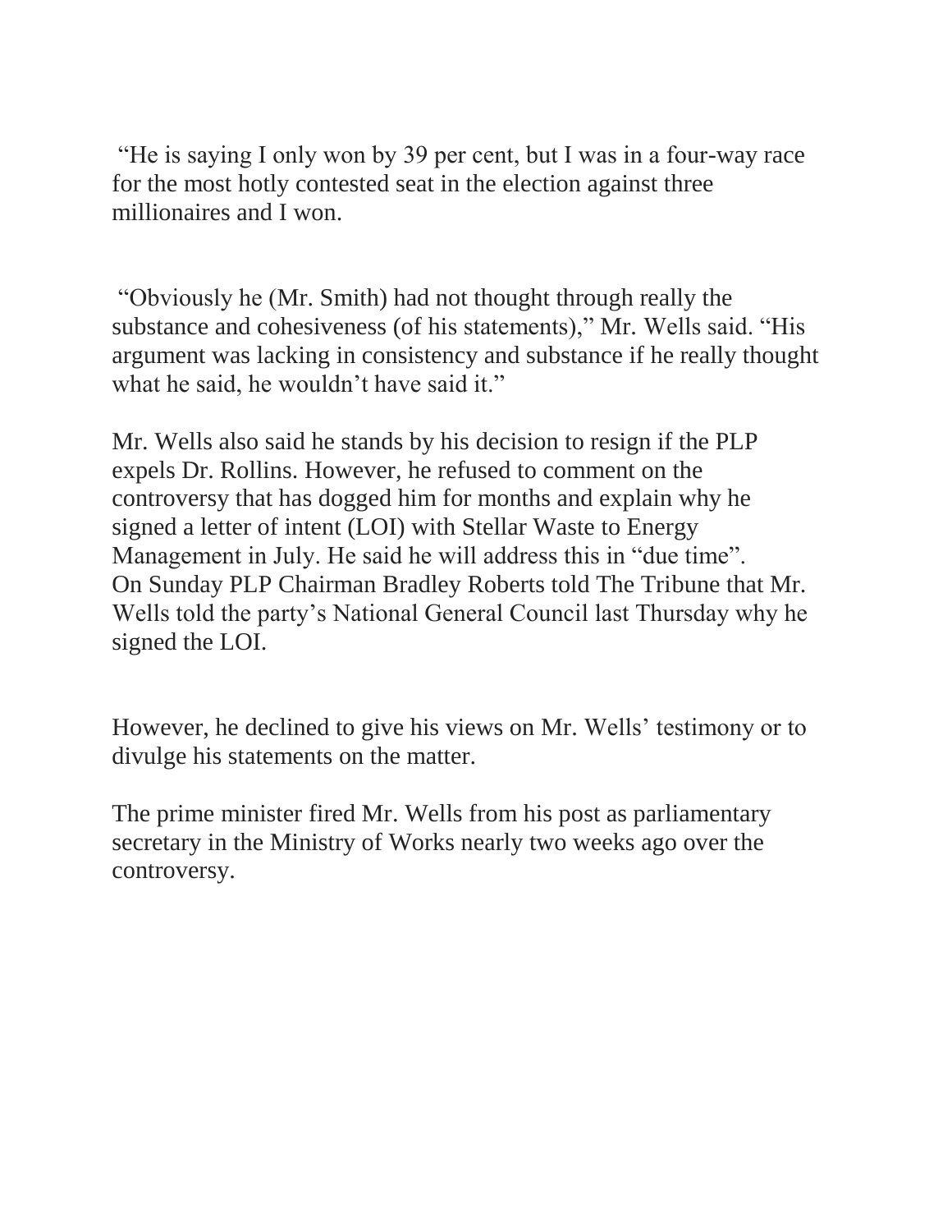"He is saying I only won by 39 per cent, but I was in a four-way race for the most hotly contested seat in the election against three millionaires and I won.

"Obviously he (Mr. Smith) had not thought through really the substance and cohesiveness (of his statements)," Mr. Wells said. "His argument was lacking in consistency and substance if he really thought what he said, he wouldn't have said it."

Mr. Wells also said he stands by his decision to resign if the PLP expels Dr. Rollins. However, he refused to comment on the controversy that has dogged him for months and explain why he signed a letter of intent (LOI) with Stellar Waste to Energy Management in July. He said he will address this in "due time".
On Sunday PLP Chairman Bradley Roberts told The Tribune that Mr. Wells told the party's National General Council last Thursday why he signed the LOI.

However, he declined to give his views on Mr. Wells' testimony or to divulge his statements on the matter.

The prime minister fired Mr. Wells from his post as parliamentary secretary in the Ministry of Works nearly two weeks ago over the controversy.